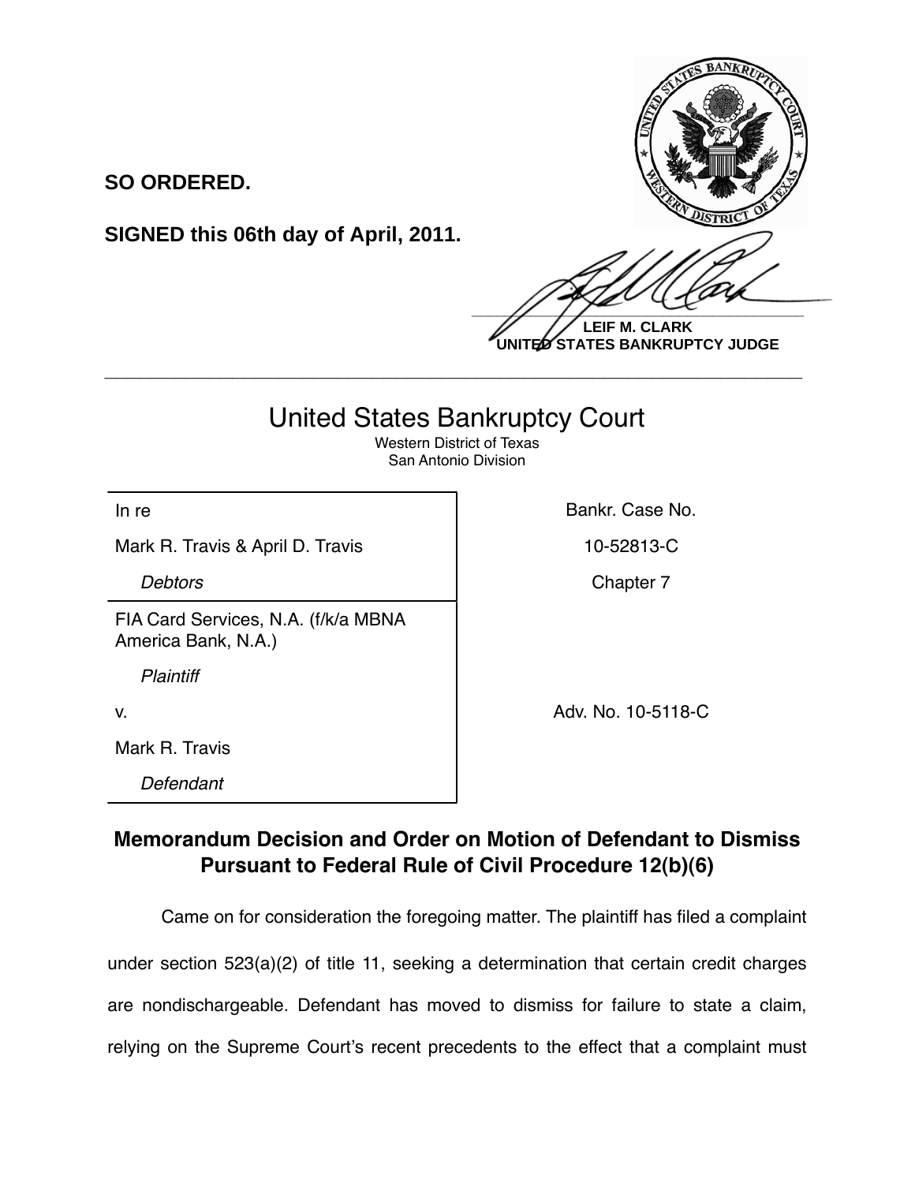**SO ORDERED.**

**SIGNED this 06th day of April, 2011.**

**LEIF M. CLARK**
**UNITED STATES BANKRUPTCY JUDGE**

---

# United States Bankruptcy Court

Western District of Texas
San Antonio Division

| | |
|---|---|
| In re | Bankr. Case No. |
| Mark R. Travis & April D. Travis | 10-52813-C |
| *Debtors* | Chapter 7 |
| FIA Card Services, N.A. (f/k/a MBNA America Bank, N.A.) | |
| *Plaintiff* | |
| v. | Adv. No. 10-5118-C |
| Mark R. Travis | |
| *Defendant* | |

## Memorandum Decision and Order on Motion of Defendant to Dismiss Pursuant to Federal Rule of Civil Procedure 12(b)(6)

Came on for consideration the foregoing matter. The plaintiff has filed a complaint under section 523(a)(2) of title 11, seeking a determination that certain credit charges are nondischargeable. Defendant has moved to dismiss for failure to state a claim, relying on the Supreme Court's recent precedents to the effect that a complaint must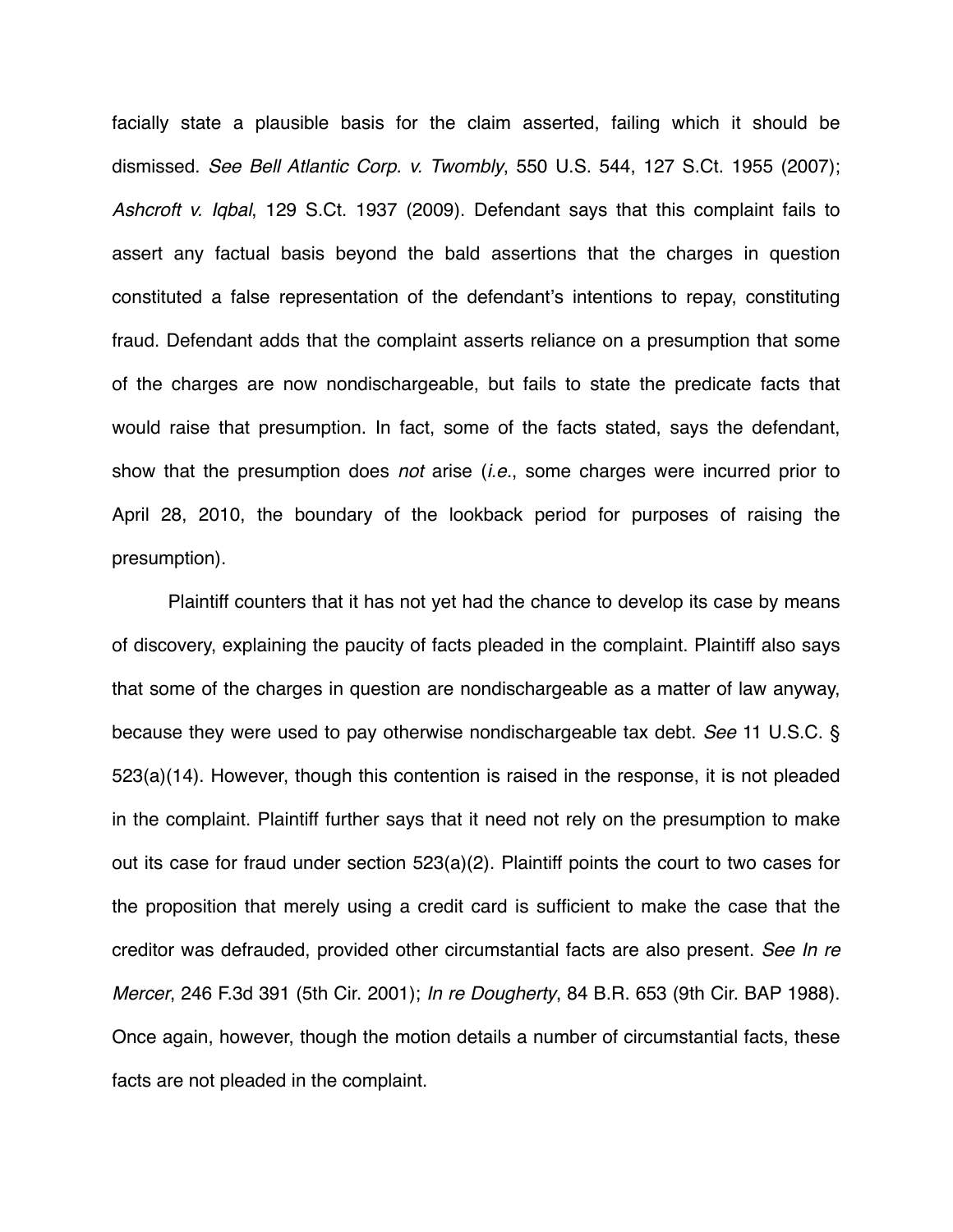facially state a plausible basis for the claim asserted, failing which it should be dismissed. *See Bell Atlantic Corp. v. Twombly*, 550 U.S. 544, 127 S.Ct. 1955 (2007); *Ashcroft v. Iqbal*, 129 S.Ct. 1937 (2009). Defendant says that this complaint fails to assert any factual basis beyond the bald assertions that the charges in question constituted a false representation of the defendant's intentions to repay, constituting fraud. Defendant adds that the complaint asserts reliance on a presumption that some of the charges are now nondischargeable, but fails to state the predicate facts that would raise that presumption. In fact, some of the facts stated, says the defendant, show that the presumption does *not* arise (*i.e.*, some charges were incurred prior to April 28, 2010, the boundary of the lookback period for purposes of raising the presumption).

Plaintiff counters that it has not yet had the chance to develop its case by means of discovery, explaining the paucity of facts pleaded in the complaint. Plaintiff also says that some of the charges in question are nondischargeable as a matter of law anyway, because they were used to pay otherwise nondischargeable tax debt. *See* 11 U.S.C. § 523(a)(14). However, though this contention is raised in the response, it is not pleaded in the complaint. Plaintiff further says that it need not rely on the presumption to make out its case for fraud under section 523(a)(2). Plaintiff points the court to two cases for the proposition that merely using a credit card is sufficient to make the case that the creditor was defrauded, provided other circumstantial facts are also present. *See In re Mercer*, 246 F.3d 391 (5th Cir. 2001); *In re Dougherty*, 84 B.R. 653 (9th Cir. BAP 1988). Once again, however, though the motion details a number of circumstantial facts, these facts are not pleaded in the complaint.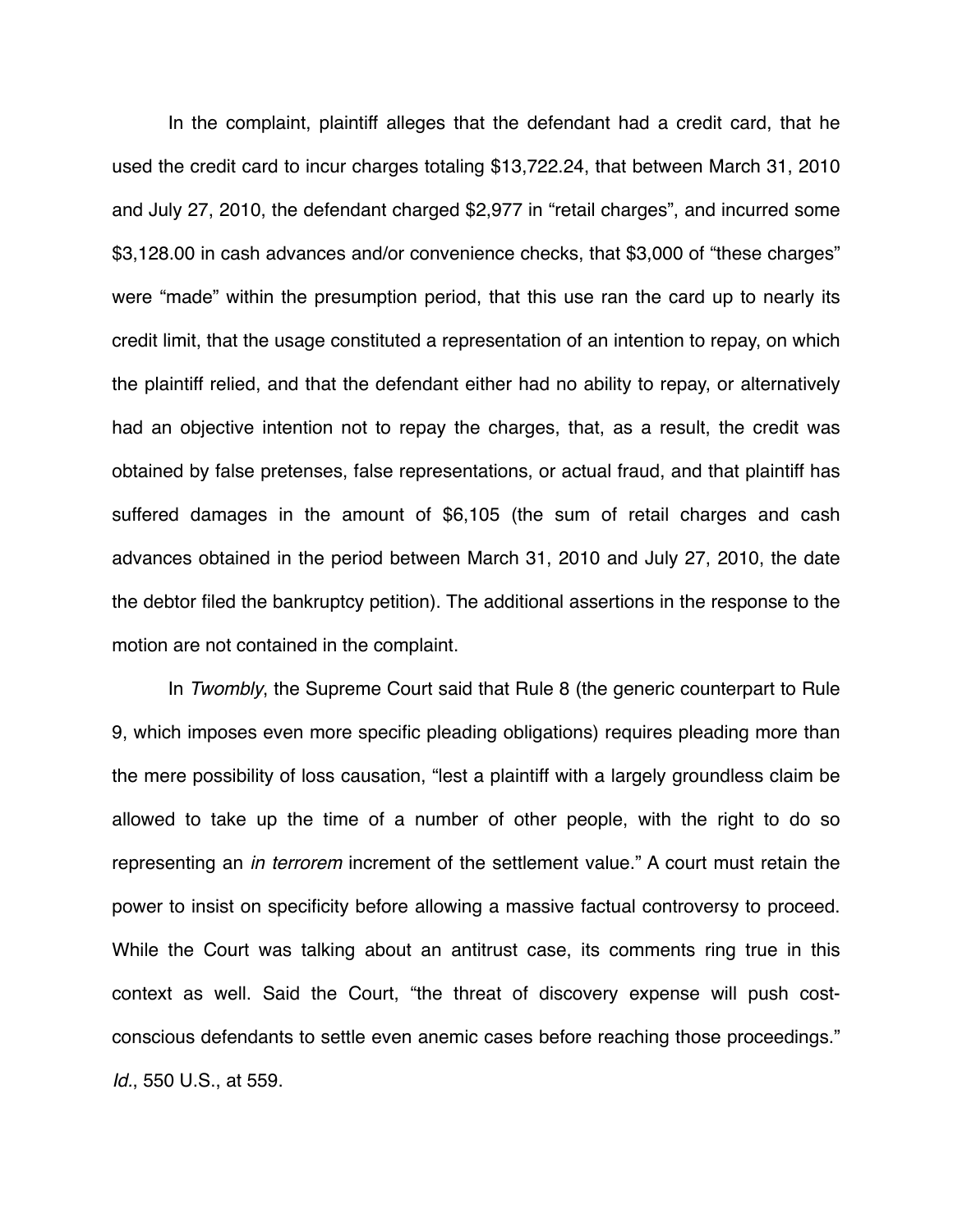In the complaint, plaintiff alleges that the defendant had a credit card, that he used the credit card to incur charges totaling $13,722.24, that between March 31, 2010 and July 27, 2010, the defendant charged $2,977 in "retail charges", and incurred some $3,128.00 in cash advances and/or convenience checks, that $3,000 of "these charges" were "made" within the presumption period, that this use ran the card up to nearly its credit limit, that the usage constituted a representation of an intention to repay, on which the plaintiff relied, and that the defendant either had no ability to repay, or alternatively had an objective intention not to repay the charges, that, as a result, the credit was obtained by false pretenses, false representations, or actual fraud, and that plaintiff has suffered damages in the amount of $6,105 (the sum of retail charges and cash advances obtained in the period between March 31, 2010 and July 27, 2010, the date the debtor filed the bankruptcy petition). The additional assertions in the response to the motion are not contained in the complaint.

In *Twombly*, the Supreme Court said that Rule 8 (the generic counterpart to Rule 9, which imposes even more specific pleading obligations) requires pleading more than the mere possibility of loss causation, "lest a plaintiff with a largely groundless claim be allowed to take up the time of a number of other people, with the right to do so representing an *in terrorem* increment of the settlement value." A court must retain the power to insist on specificity before allowing a massive factual controversy to proceed. While the Court was talking about an antitrust case, its comments ring true in this context as well. Said the Court, "the threat of discovery expense will push cost-conscious defendants to settle even anemic cases before reaching those proceedings." *Id.*, 550 U.S., at 559.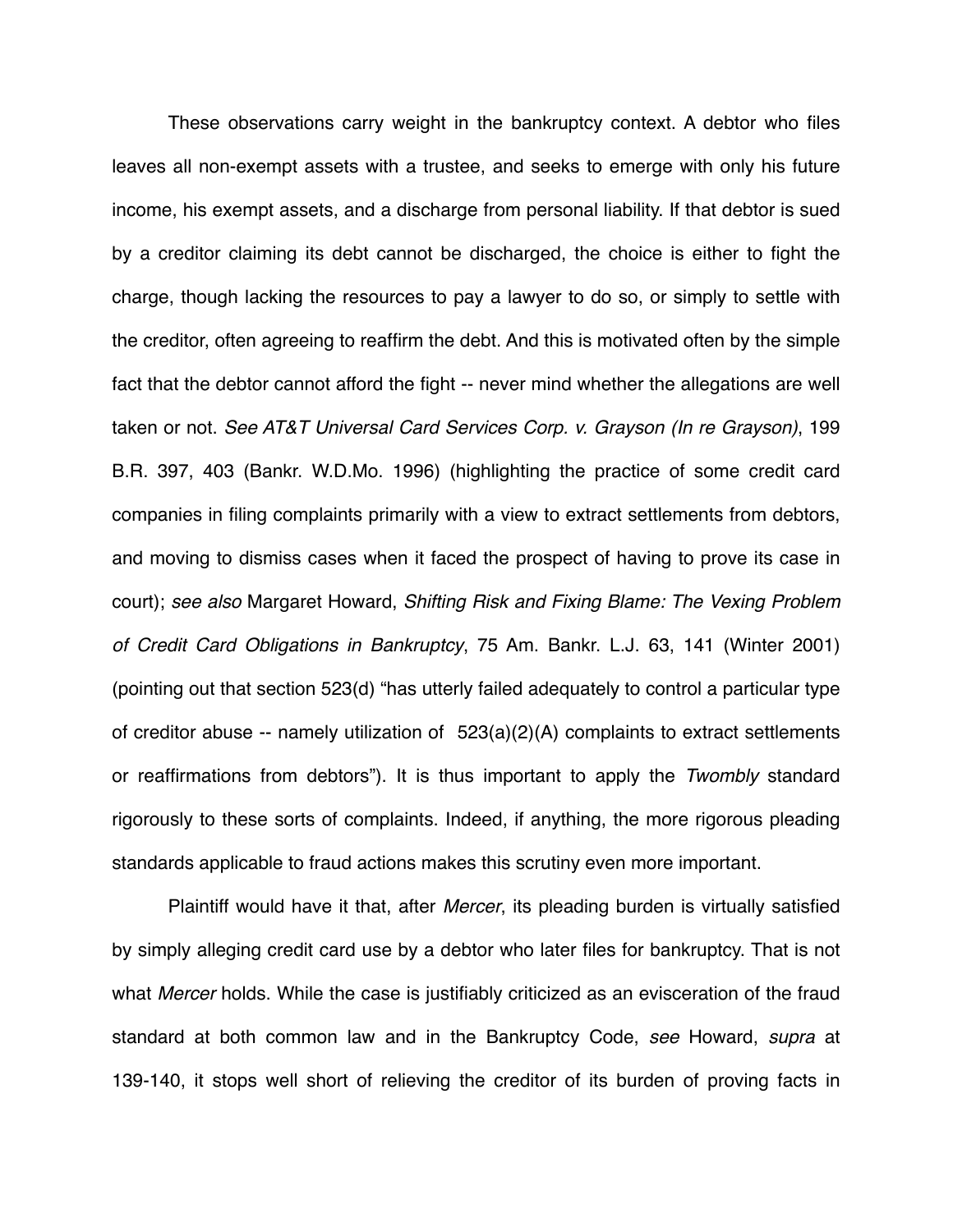These observations carry weight in the bankruptcy context. A debtor who files leaves all non-exempt assets with a trustee, and seeks to emerge with only his future income, his exempt assets, and a discharge from personal liability. If that debtor is sued by a creditor claiming its debt cannot be discharged, the choice is either to fight the charge, though lacking the resources to pay a lawyer to do so, or simply to settle with the creditor, often agreeing to reaffirm the debt. And this is motivated often by the simple fact that the debtor cannot afford the fight -- never mind whether the allegations are well taken or not. *See AT&T Universal Card Services Corp. v. Grayson (In re Grayson)*, 199 B.R. 397, 403 (Bankr. W.D.Mo. 1996) (highlighting the practice of some credit card companies in filing complaints primarily with a view to extract settlements from debtors, and moving to dismiss cases when it faced the prospect of having to prove its case in court); *see also* Margaret Howard, *Shifting Risk and Fixing Blame: The Vexing Problem of Credit Card Obligations in Bankruptcy*, 75 Am. Bankr. L.J. 63, 141 (Winter 2001) (pointing out that section 523(d) "has utterly failed adequately to control a particular type of creditor abuse -- namely utilization of 523(a)(2)(A) complaints to extract settlements or reaffirmations from debtors"). It is thus important to apply the *Twombly* standard rigorously to these sorts of complaints. Indeed, if anything, the more rigorous pleading standards applicable to fraud actions makes this scrutiny even more important.

Plaintiff would have it that, after *Mercer*, its pleading burden is virtually satisfied by simply alleging credit card use by a debtor who later files for bankruptcy. That is not what *Mercer* holds. While the case is justifiably criticized as an evisceration of the fraud standard at both common law and in the Bankruptcy Code, *see* Howard, *supra* at 139-140, it stops well short of relieving the creditor of its burden of proving facts in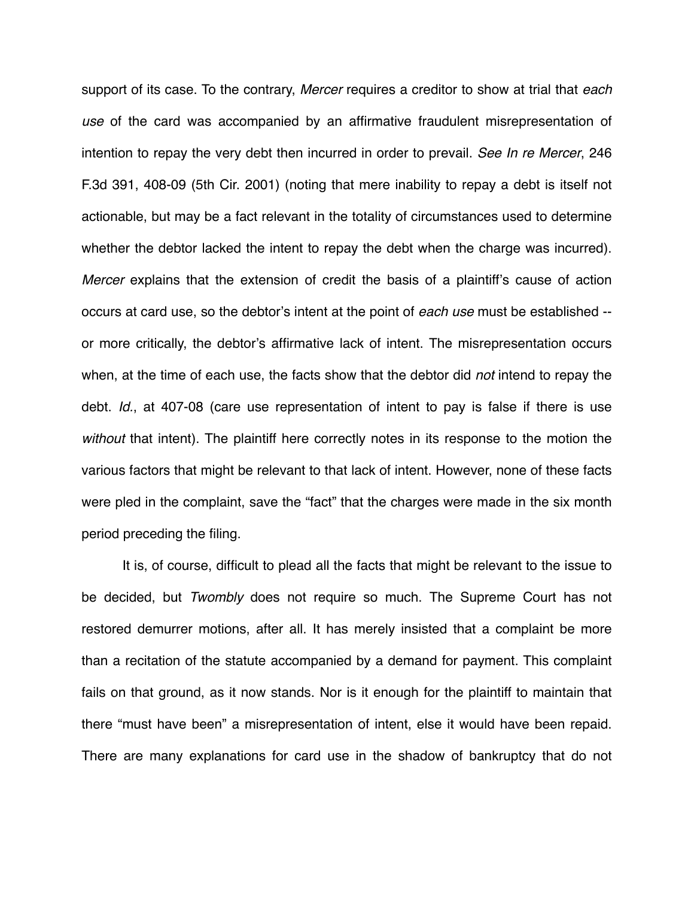support of its case. To the contrary, *Mercer* requires a creditor to show at trial that *each use* of the card was accompanied by an affirmative fraudulent misrepresentation of intention to repay the very debt then incurred in order to prevail. *See In re Mercer*, 246 F.3d 391, 408-09 (5th Cir. 2001) (noting that mere inability to repay a debt is itself not actionable, but may be a fact relevant in the totality of circumstances used to determine whether the debtor lacked the intent to repay the debt when the charge was incurred). *Mercer* explains that the extension of credit the basis of a plaintiff's cause of action occurs at card use, so the debtor's intent at the point of *each use* must be established -- or more critically, the debtor's affirmative lack of intent. The misrepresentation occurs when, at the time of each use, the facts show that the debtor did *not* intend to repay the debt. *Id.*, at 407-08 (care use representation of intent to pay is false if there is use *without* that intent). The plaintiff here correctly notes in its response to the motion the various factors that might be relevant to that lack of intent. However, none of these facts were pled in the complaint, save the "fact" that the charges were made in the six month period preceding the filing.

It is, of course, difficult to plead all the facts that might be relevant to the issue to be decided, but *Twombly* does not require so much. The Supreme Court has not restored demurrer motions, after all. It has merely insisted that a complaint be more than a recitation of the statute accompanied by a demand for payment. This complaint fails on that ground, as it now stands. Nor is it enough for the plaintiff to maintain that there "must have been" a misrepresentation of intent, else it would have been repaid. There are many explanations for card use in the shadow of bankruptcy that do not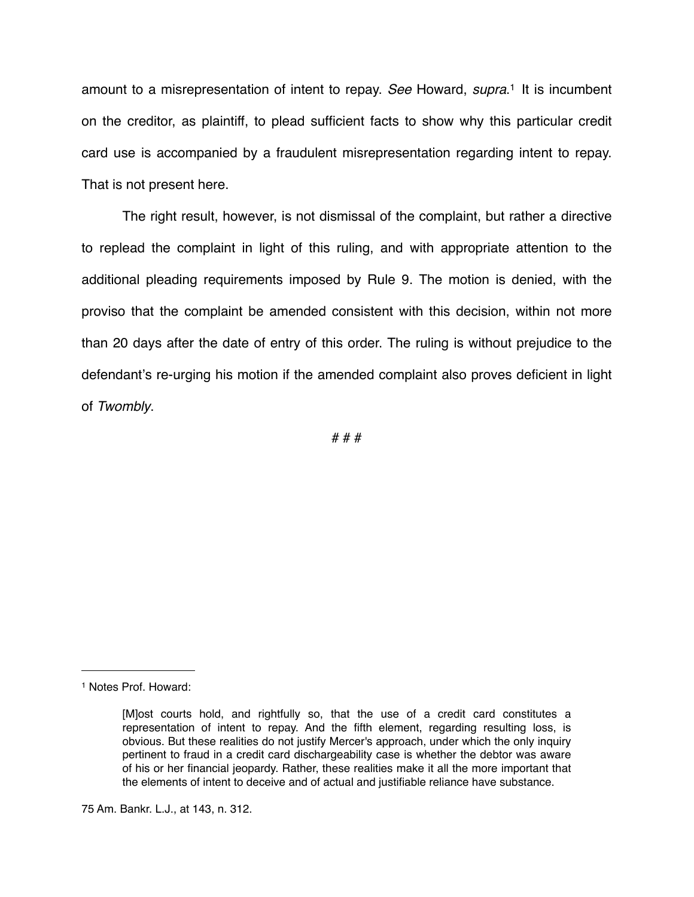amount to a misrepresentation of intent to repay. *See* Howard, *supra*.[1] It is incumbent on the creditor, as plaintiff, to plead sufficient facts to show why this particular credit card use is accompanied by a fraudulent misrepresentation regarding intent to repay. That is not present here.

The right result, however, is not dismissal of the complaint, but rather a directive to replead the complaint in light of this ruling, and with appropriate attention to the additional pleading requirements imposed by Rule 9. The motion is denied, with the proviso that the complaint be amended consistent with this decision, within not more than 20 days after the date of entry of this order. The ruling is without prejudice to the defendant's re-urging his motion if the amended complaint also proves deficient in light of *Twombly*.

# # #

---

[1] Notes Prof. Howard:

> [M]ost courts hold, and rightfully so, that the use of a credit card constitutes a representation of intent to repay. And the fifth element, regarding resulting loss, is obvious. But these realities do not justify Mercer's approach, under which the only inquiry pertinent to fraud in a credit card dischargeability case is whether the debtor was aware of his or her financial jeopardy. Rather, these realities make it all the more important that the elements of intent to deceive and of actual and justifiable reliance have substance.

75 Am. Bankr. L.J., at 143, n. 312.